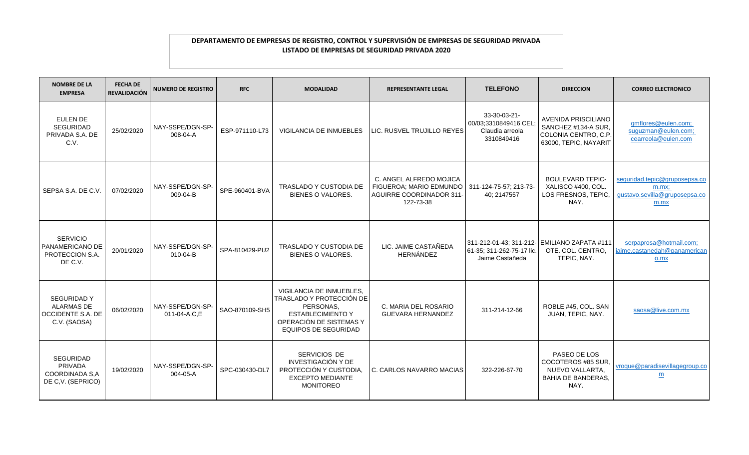**DEPARTAMENTO DE EMPRESAS DE REGISTRO, CONTROL Y SUPERVISIÓN DE EMPRESAS DE SEGURIDAD PRIVADA**
**LISTADO DE EMPRESAS DE SEGURIDAD PRIVADA 2020**

| NOMBRE DE LA EMPRESA | FECHA DE REVALIDACIÓN | NUMERO DE REGISTRO | RFC | MODALIDAD | REPRESENTANTE LEGAL | TELEFONO | DIRECCION | CORREO ELECTRONICO |
|---|---|---|---|---|---|---|---|---|
| EULEN DE SEGURIDAD PRIVADA S.A. DE C.V. | 25/02/2020 | NAY-SSPE/DGN-SP-008-04-A | ESP-971110-L73 | VIGILANCIA DE INMUEBLES | LIC. RUSVEL TRUJILLO REYES | 33-30-03-21-00/03;3310849416 CEL; Claudia arreola 3310849416 | AVENIDA PRISCILIANO SANCHEZ #134-A SUR, COLONIA CENTRO, C.P. 63000, TEPIC, NAYARIT | gmflores@eulen.com; suguzman@eulen.com; cearreola@eulen.com |
| SEPSA S.A. DE C.V. | 07/02/2020 | NAY-SSPE/DGN-SP-009-04-B | SPE-960401-BVA | TRASLADO Y CUSTODIA DE BIENES O VALORES. | C. ANGEL ALFREDO MOJICA FIGUEROA; MARIO EDMUNDO AGUIRRE COORDINADOR 311-122-73-38 | 311-124-75-57; 213-73-40; 2147557 | BOULEVARD TEPIC-XALISCO #400, COL. LOS FRESNOS, TEPIC, NAY. | seguridad.tepic@gruposepsa.com.mx; gustavo.sevilla@gruposepsa.com.mx |
| SERVICIO PANAMERICANO DE PROTECCION S.A. DE C.V. | 20/01/2020 | NAY-SSPE/DGN-SP-010-04-B | SPA-810429-PU2 | TRASLADO Y CUSTODIA DE BIENES O VALORES. | LIC. JAIME CASTAÑEDA HERNÁNDEZ | 311-212-01-43; 311-212-61-35; 311-262-75-17 lic. Jaime Castañeda | EMILIANO ZAPATA #111 OTE. COL. CENTRO, TEPIC, NAY. | serpaprosa@hotmail.com; jaime.castanedah@panamericano.mx |
| SEGURIDAD Y ALARMAS DE OCCIDENTE S.A. DE C.V. (SAOSA) | 06/02/2020 | NAY-SSPE/DGN-SP-011-04-A,C,E | SAO-870109-SH5 | VIGILANCIA DE INMUEBLES, TRASLADO Y PROTECCIÓN DE PERSONAS, ESTABLECIMIENTO Y OPERACIÓN DE SISTEMAS Y EQUIPOS DE SEGURIDAD | C. MARIA DEL ROSARIO GUEVARA HERNANDEZ | 311-214-12-66 | ROBLE #45, COL. SAN JUAN, TEPIC, NAY. | saosa@live.com.mx |
| SEGURIDAD PRIVADA COORDINADA S,A DE C,V. (SEPRICO) | 19/02/2020 | NAY-SSPE/DGN-SP-004-05-A | SPC-030430-DL7 | SERVICIOS DE INVESTIGACIÓN Y DE PROTECCIÓN Y CUSTODIA, EXCEPTO MEDIANTE MONITOREO | C. CARLOS NAVARRO MACIAS | 322-226-67-70 | PASEO DE LOS COCOTEROS #85 SUR, NUEVO VALLARTA, BAHIA DE BANDERAS, NAY. | vroque@paradisevillagegroup.com |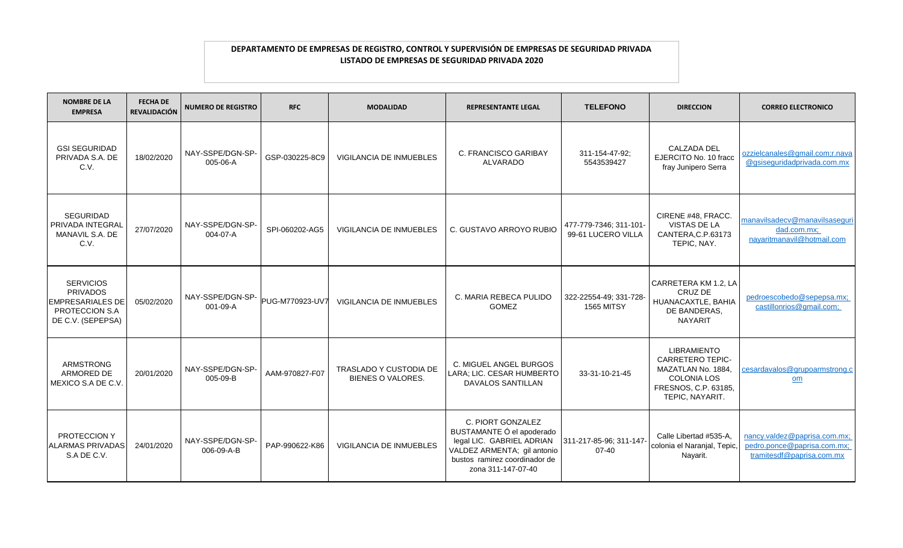**DEPARTAMENTO DE EMPRESAS DE REGISTRO, CONTROL Y SUPERVISIÓN DE EMPRESAS DE SEGURIDAD PRIVADA**
**LISTADO DE EMPRESAS DE SEGURIDAD PRIVADA 2020**

| NOMBRE DE LA EMPRESA | FECHA DE REVALIDACIÓN | NUMERO DE REGISTRO | RFC | MODALIDAD | REPRESENTANTE LEGAL | TELEFONO | DIRECCION | CORREO ELECTRONICO |
|---|---|---|---|---|---|---|---|---|
| GSI SEGURIDAD PRIVADA S.A. DE C.V. | 18/02/2020 | NAY-SSPE/DGN-SP-005-06-A | GSP-030225-8C9 | VIGILANCIA DE INMUEBLES | C. FRANCISCO GARIBAY ALVARADO | 311-154-47-92; 5543539427 | CALZADA DEL EJERCITO No. 10 fracc fray Junipero Serra | ozzielcanales@gmail.com;r.nava@gsiseguridadprivada.com.mx |
| SEGURIDAD PRIVADA INTEGRAL MANAVIL S.A. DE C.V. | 27/07/2020 | NAY-SSPE/DGN-SP-004-07-A | SPI-060202-AG5 | VIGILANCIA DE INMUEBLES | C. GUSTAVO ARROYO RUBIO | 477-779-7346; 311-101-99-61 LUCERO VILLA | CIRENE #48, FRACC. VISTAS DE LA CANTERA,C.P.63173 TEPIC, NAY. | manavilsadecv@manavilsaseguridad.com.mx; nayaritmanavil@hotmail.com |
| SERVICIOS PRIVADOS EMPRESARIALES DE PROTECCION S.A DE C.V. (SEPEPSA) | 05/02/2020 | NAY-SSPE/DGN-SP-001-09-A | PUG-M770923-UV7 | VIGILANCIA DE INMUEBLES | C. MARIA REBECA PULIDO GOMEZ | 322-22554-49; 331-728-1565 MITSY | CARRETERA KM 1.2, LA CRUZ DE HUANACAXTLE, BAHIA DE BANDERAS, NAYARIT | pedroescobedo@sepepsa.mx; castillonrios@gmail.com; |
| ARMSTRONG ARMORED DE MEXICO S.A DE C.V. | 20/01/2020 | NAY-SSPE/DGN-SP-005-09-B | AAM-970827-F07 | TRASLADO Y CUSTODIA DE BIENES O VALORES. | C. MIGUEL ANGEL BURGOS LARA; LIC. CESAR HUMBERTO DAVALOS SANTILLAN | 33-31-10-21-45 | LIBRAMIENTO CARRETERO TEPIC-MAZATLAN No. 1884, COLONIA LOS FRESNOS, C.P. 63185, TEPIC, NAYARIT. | cesardavalos@grupoarmstrong.com |
| PROTECCION Y ALARMAS PRIVADAS S.A DE C.V. | 24/01/2020 | NAY-SSPE/DGN-SP-006-09-A-B | PAP-990622-K86 | VIGILANCIA DE INMUEBLES | C. PIORT GONZALEZ BUSTAMANTE Ó el apoderado legal LIC. GABRIEL ADRIAN VALDEZ ARMENTA; gil antonio bustos ramirez coordinador de zona 311-147-07-40 | 311-217-85-96; 311-147-07-40 | Calle Libertad #535-A, colonia el Naranjal, Tepic, Nayarit. | nancy.valdez@paprisa.com.mx; pedro.ponce@paprisa.com.mx; tramitesdf@paprisa.com.mx |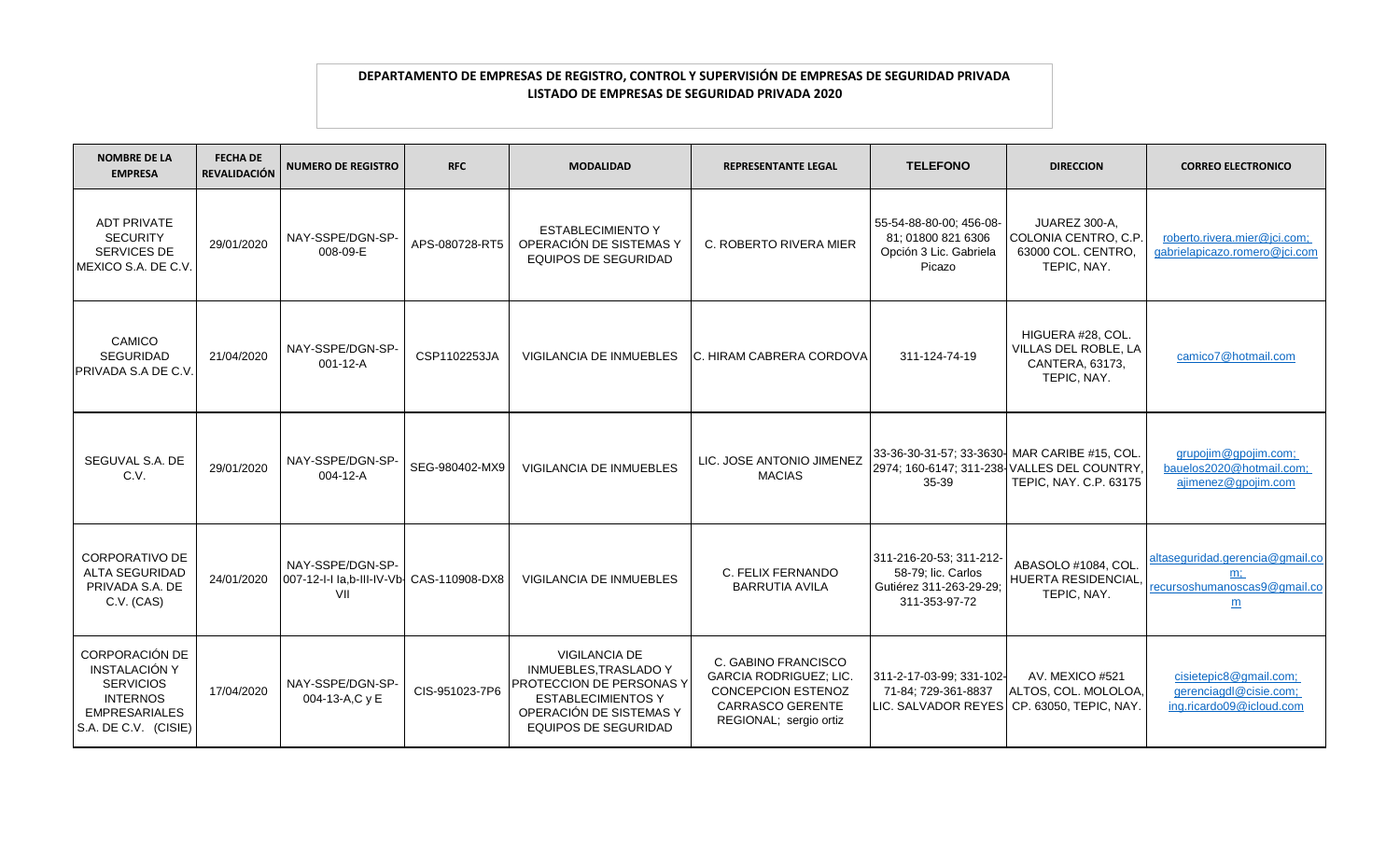**DEPARTAMENTO DE EMPRESAS DE REGISTRO, CONTROL Y SUPERVISIÓN DE EMPRESAS DE SEGURIDAD PRIVADA**
**LISTADO DE EMPRESAS DE SEGURIDAD PRIVADA 2020**

| NOMBRE DE LA EMPRESA | FECHA DE REVALIDACIÓN | NUMERO DE REGISTRO | RFC | MODALIDAD | REPRESENTANTE LEGAL | TELEFONO | DIRECCION | CORREO ELECTRONICO |
|---|---|---|---|---|---|---|---|---|
| ADT PRIVATE SECURITY SERVICES DE MEXICO S.A. DE C.V. | 29/01/2020 | NAY-SSPE/DGN-SP-008-09-E | APS-080728-RT5 | ESTABLECIMIENTO Y OPERACIÓN DE SISTEMAS Y EQUIPOS DE SEGURIDAD | C. ROBERTO RIVERA MIER | 55-54-88-80-00; 456-08-81; 01800 821 6306 Opción 3 Lic. Gabriela Picazo | JUAREZ 300-A, COLONIA CENTRO, C.P. 63000 COL. CENTRO, TEPIC, NAY. | roberto.rivera.mier@jci.com; gabrielapicazo.romero@jci.com |
| CAMICO SEGURIDAD PRIVADA S.A DE C.V. | 21/04/2020 | NAY-SSPE/DGN-SP-001-12-A | CSP1102253JA | VIGILANCIA DE INMUEBLES | C. HIRAM CABRERA CORDOVA | 311-124-74-19 | HIGUERA #28, COL. VILLAS DEL ROBLE, LA CANTERA, 63173, TEPIC, NAY. | camico7@hotmail.com |
| SEGUVAL S.A. DE C.V. | 29/01/2020 | NAY-SSPE/DGN-SP-004-12-A | SEG-980402-MX9 | VIGILANCIA DE INMUEBLES | LIC. JOSE ANTONIO JIMENEZ MACIAS | 33-36-30-31-57; 33-3630-2974; 160-6147; 311-238-35-39 | MAR CARIBE #15, COL. VALLES DEL COUNTRY, TEPIC, NAY. C.P. 63175 | grupojim@gpojim.com; bauelos2020@hotmail.com; ajimenez@gpojim.com |
| CORPORATIVO DE ALTA SEGURIDAD PRIVADA S.A. DE C.V. (CAS) | 24/01/2020 | NAY-SSPE/DGN-SP-007-12-I-I Ia,b-III-IV-Vb-VII | CAS-110908-DX8 | VIGILANCIA DE INMUEBLES | C. FELIX FERNANDO BARRUTIA AVILA | 311-216-20-53; 311-212-58-79; lic. Carlos Gutiérez 311-263-29-29; 311-353-97-72 | ABASOLO #1084, COL. HUERTA RESIDENCIAL, TEPIC, NAY. | altaseguridad.gerencia@gmail.com; recursoshumanoscas9@gmail.com |
| CORPORACIÓN DE INSTALACIÓN Y SERVICIOS INTERNOS EMPRESARIALES S.A. DE C.V. (CISIE) | 17/04/2020 | NAY-SSPE/DGN-SP-004-13-A,C y E | CIS-951023-7P6 | VIGILANCIA DE INMUEBLES,TRASLADO Y PROTECCION DE PERSONAS Y ESTABLECIMIENTOS Y OPERACIÓN DE SISTEMAS Y EQUIPOS DE SEGURIDAD | C. GABINO FRANCISCO GARCIA RODRIGUEZ; LIC. CONCEPCION ESTENOZ CARRASCO GERENTE REGIONAL; sergio ortiz | 311-2-17-03-99; 331-102-71-84; 729-361-8837 LIC. SALVADOR REYES | AV. MEXICO #521 ALTOS, COL. MOLOLOA, CP. 63050, TEPIC, NAY. | cisietepic8@gmail.com; gerenciagdl@cisie.com; ing.ricardo09@icloud.com |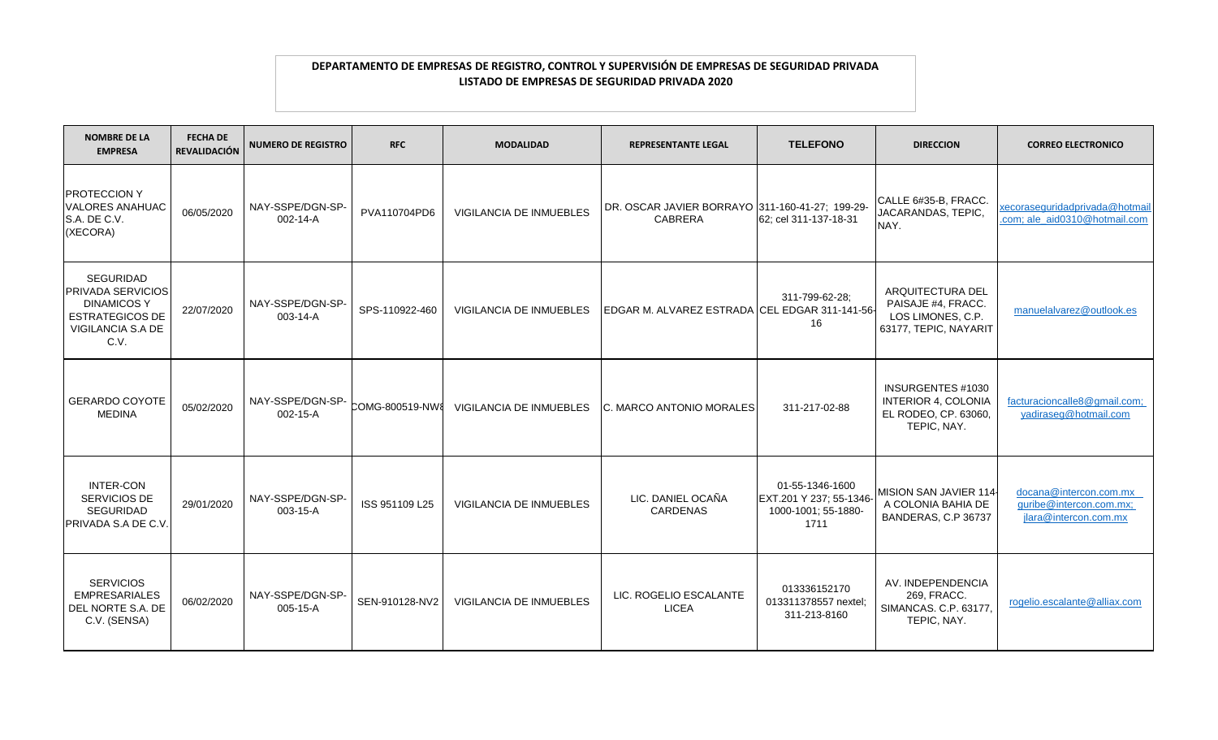**DEPARTAMENTO DE EMPRESAS DE REGISTRO, CONTROL Y SUPERVISIÓN DE EMPRESAS DE SEGURIDAD PRIVADA**
**LISTADO DE EMPRESAS DE SEGURIDAD PRIVADA 2020**

| NOMBRE DE LA EMPRESA | FECHA DE REVALIDACIÓN | NUMERO DE REGISTRO | RFC | MODALIDAD | REPRESENTANTE LEGAL | TELEFONO | DIRECCION | CORREO ELECTRONICO |
|---|---|---|---|---|---|---|---|---|
| PROTECCION Y VALORES ANAHUAC S.A. DE C.V. (XECORA) | 06/05/2020 | NAY-SSPE/DGN-SP-002-14-A | PVA110704PD6 | VIGILANCIA DE INMUEBLES | DR. OSCAR JAVIER BORRAYO CABRERA | 311-160-41-27; 199-29-62; cel 311-137-18-31 | CALLE 6#35-B, FRACC. JACARANDAS, TEPIC, NAY. | xecoraseguridadprivada@hotmail.com; ale_aid0310@hotmail.com |
| SEGURIDAD PRIVADA SERVICIOS DINAMICOS Y ESTRATEGICOS DE VIGILANCIA S.A DE C.V. | 22/07/2020 | NAY-SSPE/DGN-SP-003-14-A | SPS-110922-460 | VIGILANCIA DE INMUEBLES | EDGAR M. ALVAREZ ESTRADA | 311-799-62-28; CEL EDGAR 311-141-56-16 | ARQUITECTURA DEL PAISAJE #4, FRACC. LOS LIMONES, C.P. 63177, TEPIC, NAYARIT | manuelalvarez@outlook.es |
| GERARDO COYOTE MEDINA | 05/02/2020 | NAY-SSPE/DGN-SP-002-15-A | COMG-800519-NW8 | VIGILANCIA DE INMUEBLES | C. MARCO ANTONIO MORALES | 311-217-02-88 | INSURGENTES #1030 INTERIOR 4, COLONIA EL RODEO, CP. 63060, TEPIC, NAY. | facturacioncalle8@gmail.com; yadiraseg@hotmail.com |
| INTER-CON SERVICIOS DE SEGURIDAD PRIVADA S.A DE C.V. | 29/01/2020 | NAY-SSPE/DGN-SP-003-15-A | ISS 951109 L25 | VIGILANCIA DE INMUEBLES | LIC. DANIEL OCAÑA CARDENAS | 01-55-1346-1600 EXT.201 Y 237; 55-1346-1000-1001; 55-1880-1711 | MISION SAN JAVIER 114-A COLONIA BAHIA DE BANDERAS, C.P 36737 | docana@intercon.com.mx guribe@intercon.com.mx; jlara@intercon.com.mx |
| SERVICIOS EMPRESARIALES DEL NORTE S.A. DE C.V. (SENSA) | 06/02/2020 | NAY-SSPE/DGN-SP-005-15-A | SEN-910128-NV2 | VIGILANCIA DE INMUEBLES | LIC. ROGELIO ESCALANTE LICEA | 013336152170 013311378557 nextel; 311-213-8160 | AV. INDEPENDENCIA 269, FRACC. SIMANCAS. C.P. 63177, TEPIC, NAY. | rogelio.escalante@alliax.com |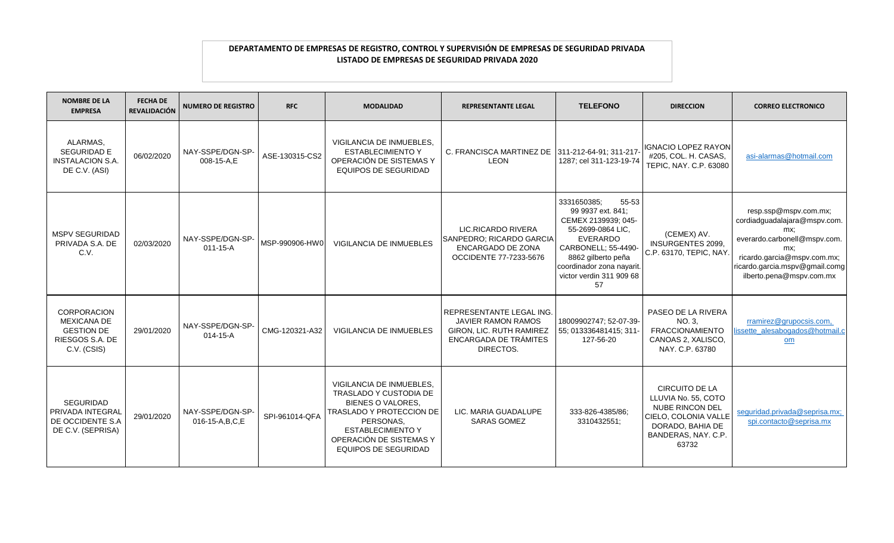**DEPARTAMENTO DE EMPRESAS DE REGISTRO, CONTROL Y SUPERVISIÓN DE EMPRESAS DE SEGURIDAD PRIVADA**
**LISTADO DE EMPRESAS DE SEGURIDAD PRIVADA 2020**

| NOMBRE DE LA EMPRESA | FECHA DE REVALIDACIÓN | NUMERO DE REGISTRO | RFC | MODALIDAD | REPRESENTANTE LEGAL | TELEFONO | DIRECCION | CORREO ELECTRONICO |
|---|---|---|---|---|---|---|---|---|
| ALARMAS, SEGURIDAD E INSTALACION S.A. DE C.V. (ASI) | 06/02/2020 | NAY-SSPE/DGN-SP-008-15-A,E | ASE-130315-CS2 | VIGILANCIA DE INMUEBLES, ESTABLECIMIENTO Y OPERACIÓN DE SISTEMAS Y EQUIPOS DE SEGURIDAD | C. FRANCISCA MARTINEZ DE LEON | 311-212-64-91; 311-217-1287; cel 311-123-19-74 | IGNACIO LOPEZ RAYON #205, COL. H. CASAS, TEPIC, NAY. C.P. 63080 | asi-alarmas@hotmail.com |
| MSPV SEGURIDAD PRIVADA S.A. DE C.V. | 02/03/2020 | NAY-SSPE/DGN-SP-011-15-A | MSP-990906-HW0 | VIGILANCIA DE INMUEBLES | LIC.RICARDO RIVERA SANPEDRO; RICARDO GARCIA ENCARGADO DE ZONA OCCIDENTE 77-7233-5676 | 3331650385; 55-53 99 9937 ext. 841; CEMEX 2139939; 045-55-2699-0864 LIC, EVERARDO CARBONELL; 55-4490-8862 gilberto peña coordinador zona nayarit. victor verdin 311 909 68 57 | (CEMEX) AV. INSURGENTES 2099, C.P. 63170, TEPIC, NAY. | resp.ssp@mspv.com.mx; cordiadguadalajara@mspv.com.mx; everardo.carbonell@mspv.com.mx; ricardo.garcia@mspv.com.mx; ricardo.garcia.mspv@gmail.comgilberto.pena@mspv.com.mx |
| CORPORACION MEXICANA DE GESTION DE RIESGOS S.A. DE C.V. (CSIS) | 29/01/2020 | NAY-SSPE/DGN-SP-014-15-A | CMG-120321-A32 | VIGILANCIA DE INMUEBLES | REPRESENTANTE LEGAL ING. JAVIER RAMON RAMOS GIRON, LIC. RUTH RAMIREZ ENCARGADA DE TRÁMITES DIRECTOS. | 18009902747; 52-07-39-55; 013336481415; 311-127-56-20 | PASEO DE LA RIVERA NO. 3, FRACCIONAMIENTO CANOAS 2, XALISCO, NAY. C.P. 63780 | rramirez@grupocsis.com, lissette_alesabogados@hotmail.com |
| SEGURIDAD PRIVADA INTEGRAL DE OCCIDENTE S.A DE C.V. (SEPRISA) | 29/01/2020 | NAY-SSPE/DGN-SP-016-15-A,B,C,E | SPI-961014-QFA | VIGILANCIA DE INMUEBLES, TRASLADO Y CUSTODIA DE BIENES O VALORES, TRASLADO Y PROTECCION DE PERSONAS, ESTABLECIMIENTO Y OPERACIÓN DE SISTEMAS Y EQUIPOS DE SEGURIDAD | LIC. MARIA GUADALUPE SARAS GOMEZ | 333-826-4385/86; 3310432551; | CIRCUITO DE LA LLUVIA No. 55, COTO NUBE RINCON DEL CIELO, COLONIA VALLE DORADO, BAHIA DE BANDERAS, NAY. C.P. 63732 | seguridad.privada@seprisa.mx; spi.contacto@seprisa.mx |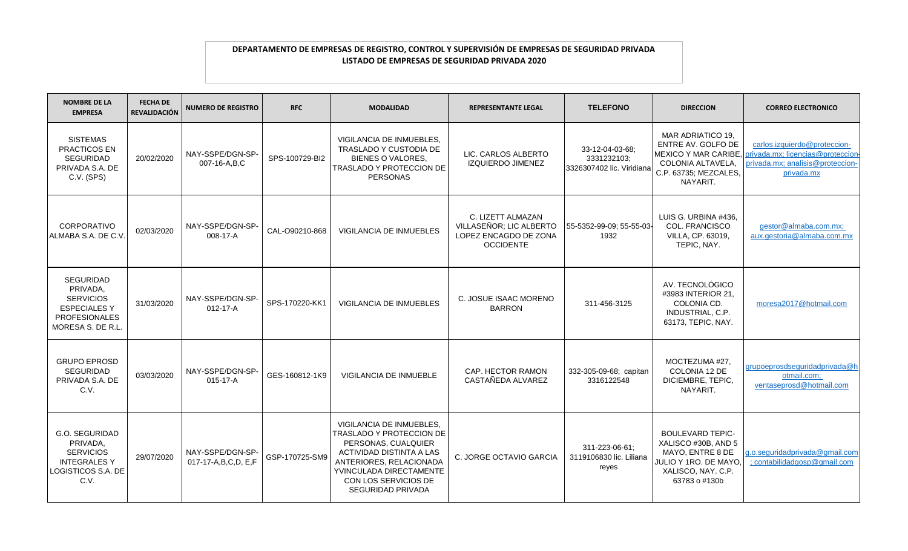**DEPARTAMENTO DE EMPRESAS DE REGISTRO, CONTROL Y SUPERVISIÓN DE EMPRESAS DE SEGURIDAD PRIVADA**
**LISTADO DE EMPRESAS DE SEGURIDAD PRIVADA 2020**

| NOMBRE DE LA EMPRESA | FECHA DE REVALIDACIÓN | NUMERO DE REGISTRO | RFC | MODALIDAD | REPRESENTANTE LEGAL | TELEFONO | DIRECCION | CORREO ELECTRONICO |
|---|---|---|---|---|---|---|---|---|
| SISTEMAS PRACTICOS EN SEGURIDAD PRIVADA S.A. DE C.V. (SPS) | 20/02/2020 | NAY-SSPE/DGN-SP-007-16-A,B,C | SPS-100729-BI2 | VIGILANCIA DE INMUEBLES, TRASLADO Y CUSTODIA DE BIENES O VALORES, TRASLADO Y PROTECCION DE PERSONAS | LIC. CARLOS ALBERTO IZQUIERDO JIMENEZ | 33-12-04-03-68; 3331232103; 3326307402 lic. Viridiana | MAR ADRIATICO 19, ENTRE AV. GOLFO DE MEXICO Y MAR CARIBE, COLONIA ALTAVELA, C.P. 63735; MEZCALES, NAYARIT. | carlos.izquierdo@proteccion-privada.mx; licencias@proteccion-privada.mx; analisis@proteccion-privada.mx |
| CORPORATIVO ALMABA S.A. DE C.V. | 02/03/2020 | NAY-SSPE/DGN-SP-008-17-A | CAL-O90210-868 | VIGILANCIA DE INMUEBLES | C. LIZETT ALMAZAN VILLASEÑOR; LIC ALBERTO LOPEZ ENCAGDO DE ZONA OCCIDENTE | 55-5352-99-09; 55-55-03-1932 | LUIS G. URBINA #436, COL. FRANCISCO VILLA, CP. 63019, TEPIC, NAY. | gestor@almaba.com.mx; aux.gestoria@almaba.com.mx |
| SEGURIDAD PRIVADA, SERVICIOS ESPECIALES Y PROFESIONALES MORESA S. DE R.L. | 31/03/2020 | NAY-SSPE/DGN-SP-012-17-A | SPS-170220-KK1 | VIGILANCIA DE INMUEBLES | C. JOSUE ISAAC MORENO BARRON | 311-456-3125 | AV. TECNOLÓGICO #3983 INTERIOR 21, COLONIA CD. INDUSTRIAL, C.P. 63173, TEPIC, NAY. | moresa2017@hotmail.com |
| GRUPO EPROSD SEGURIDAD PRIVADA S.A. DE C.V. | 03/03/2020 | NAY-SSPE/DGN-SP-015-17-A | GES-160812-1K9 | VIGILANCIA DE INMUEBLE | CAP. HECTOR RAMON CASTAÑEDA ALVAREZ | 332-305-09-68; capitan 3316122548 | MOCTEZUMA #27, COLONIA 12 DE DICIEMBRE, TEPIC, NAYARIT. | grupoeprosdseguridadprivada@hotmail.com; ventaseprosd@hotmail.com |
| G.O. SEGURIDAD PRIVADA, SERVICIOS INTEGRALES Y LOGISTICOS S.A. DE C.V. | 29/07/2020 | NAY-SSPE/DGN-SP-017-17-A,B,C,D, E,F | GSP-170725-SM9 | VIGILANCIA DE INMUEBLES, TRASLADO Y PROTECCION DE PERSONAS, CUALQUIER ACTIVIDAD DISTINTA A LAS ANTERIORES, RELACIONADA YVINCULADA DIRECTAMENTE CON LOS SERVICIOS DE SEGURIDAD PRIVADA | C. JORGE OCTAVIO GARCIA | 311-223-06-61; 3119106830 lic. Liliana reyes | BOULEVARD TEPIC-XALISCO #30B, AND 5 MAYO, ENTRE 8 DE JULIO Y 1RO. DE MAYO, XALISCO, NAY. C.P. 63783 o #130b | g.o.seguridadprivada@gmail.com ; contabilidadgosp@gmail.com |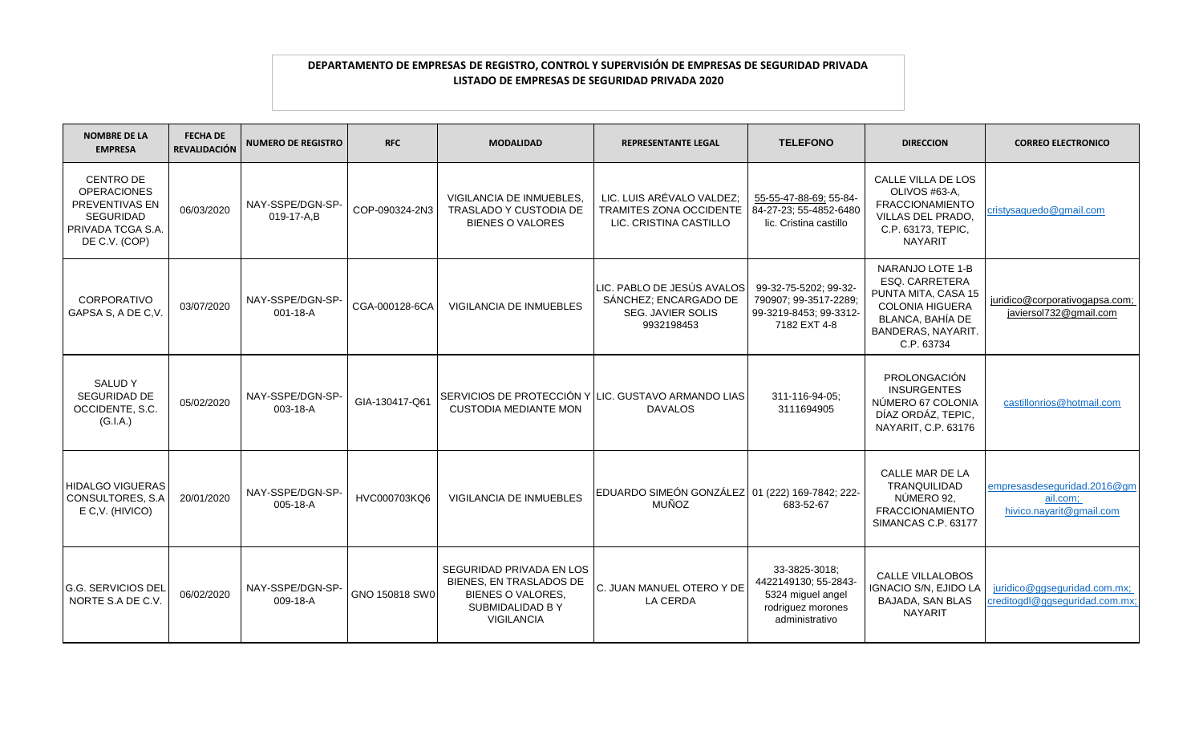**DEPARTAMENTO DE EMPRESAS DE REGISTRO, CONTROL Y SUPERVISIÓN DE EMPRESAS DE SEGURIDAD PRIVADA**
**LISTADO DE EMPRESAS DE SEGURIDAD PRIVADA 2020**

| NOMBRE DE LA EMPRESA | FECHA DE REVALIDACIÓN | NUMERO DE REGISTRO | RFC | MODALIDAD | REPRESENTANTE LEGAL | TELEFONO | DIRECCION | CORREO ELECTRONICO |
|---|---|---|---|---|---|---|---|---|
| CENTRO DE OPERACIONES PREVENTIVAS EN SEGURIDAD PRIVADA TCGA S.A. DE C.V. (COP) | 06/03/2020 | NAY-SSPE/DGN-SP-019-17-A,B | COP-090324-2N3 | VIGILANCIA DE INMUEBLES, TRASLADO Y CUSTODIA DE BIENES O VALORES | LIC. LUIS ARÉVALO VALDEZ; TRAMITES ZONA OCCIDENTE LIC. CRISTINA CASTILLO | 55-55-47-88-69; 55-84-84-27-23; 55-4852-6480 lic. Cristina castillo | CALLE VILLA DE LOS OLIVOS #63-A, FRACCIONAMIENTO VILLAS DEL PRADO, C.P. 63173, TEPIC, NAYARIT | cristysaquedo@gmail.com |
| CORPORATIVO GAPSA S, A DE C,V. | 03/07/2020 | NAY-SSPE/DGN-SP-001-18-A | CGA-000128-6CA | VIGILANCIA DE INMUEBLES | LIC. PABLO DE JESÚS AVALOS SÁNCHEZ; ENCARGADO DE SEG. JAVIER SOLIS 9932198453 | 99-32-75-5202; 99-32-790907; 99-3517-2289; 99-3219-8453; 99-3312-7182 EXT 4-8 | NARANJO LOTE 1-B ESQ. CARRETERA PUNTA MITA, CASA 15 COLONIA HIGUERA BLANCA, BAHÍA DE BANDERAS, NAYARIT. C.P. 63734 | juridico@corporativogapsa.com; javiersol732@gmail.com |
| SALUD Y SEGURIDAD DE OCCIDENTE, S.C. (G.I.A.) | 05/02/2020 | NAY-SSPE/DGN-SP-003-18-A | GIA-130417-Q61 | SERVICIOS DE PROTECCIÓN Y CUSTODIA MEDIANTE MON | LIC. GUSTAVO ARMANDO LIAS DAVALOS | 311-116-94-05; 3111694905 | PROLONGACIÓN INSURGENTES NÚMERO 67 COLONIA DÍAZ ORDÁZ, TEPIC, NAYARIT, C.P. 63176 | castillonrios@hotmail.com |
| HIDALGO VIGUERAS CONSULTORES, S.A E C,V. (HIVICO) | 20/01/2020 | NAY-SSPE/DGN-SP-005-18-A | HVC000703KQ6 | VIGILANCIA DE INMUEBLES | EDUARDO SIMEÓN GONZÁLEZ MUÑOZ | 01 (222) 169-7842; 222-683-52-67 | CALLE MAR DE LA TRANQUILIDAD NÚMERO 92, FRACCIONAMIENTO SIMANCAS C.P. 63177 | empresasdeseguridad.2016@gmail.com; hivico.nayarit@gmail.com |
| G.G. SERVICIOS DEL NORTE S.A DE C.V. | 06/02/2020 | NAY-SSPE/DGN-SP-009-18-A | GNO 150818 SW0 | SEGURIDAD PRIVADA EN LOS BIENES, EN TRASLADOS DE BIENES O VALORES, SUBMIDALIDAD B Y VIGILANCIA | C. JUAN MANUEL OTERO Y DE LA CERDA | 33-3825-3018; 4422149130; 55-2843-5324 miguel angel rodriguez morones administrativo | CALLE VILLALOBOS IGNACIO S/N, EJIDO LA BAJADA, SAN BLAS NAYARIT | juridico@ggseguridad.com.mx; creditogdl@ggseguridad.com.mx; |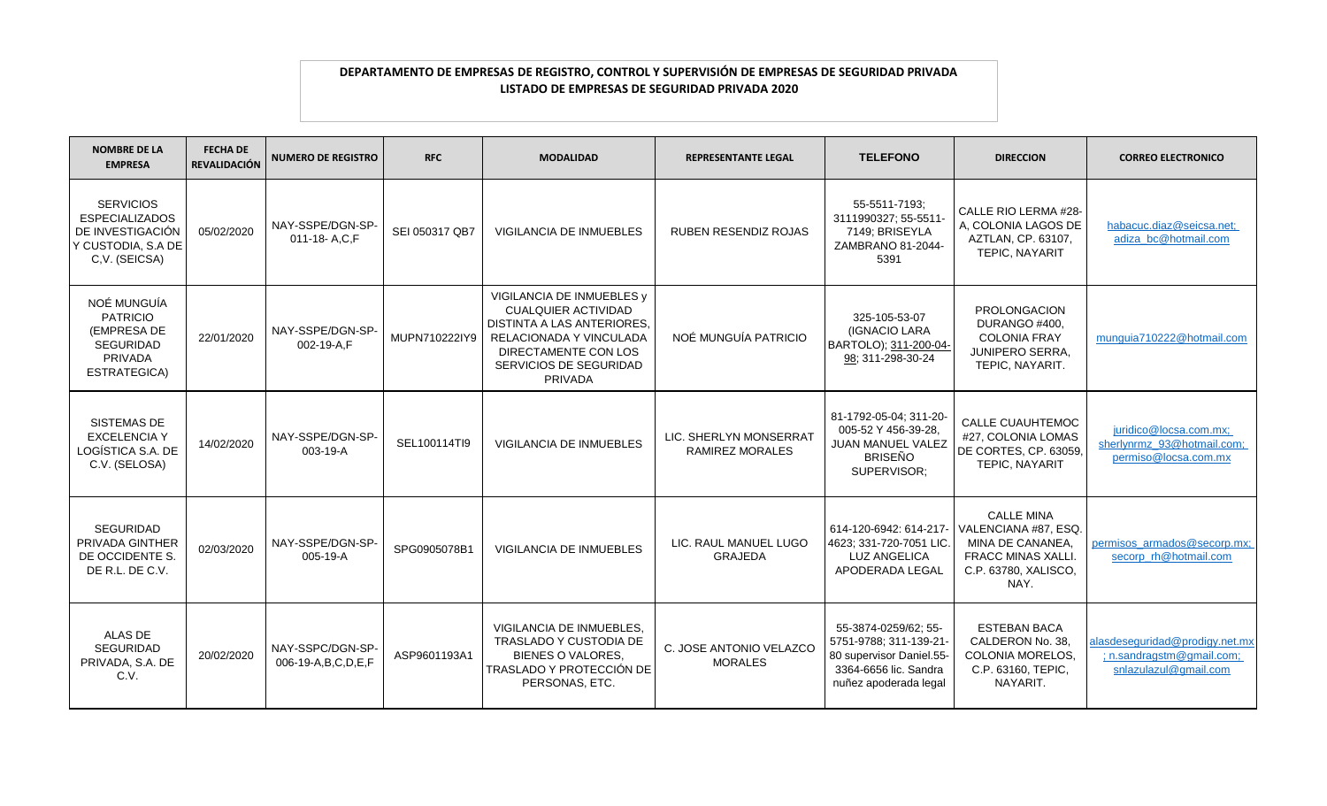**DEPARTAMENTO DE EMPRESAS DE REGISTRO, CONTROL Y SUPERVISIÓN DE EMPRESAS DE SEGURIDAD PRIVADA**
**LISTADO DE EMPRESAS DE SEGURIDAD PRIVADA 2020**

| NOMBRE DE LA EMPRESA | FECHA DE REVALIDACIÓN | NUMERO DE REGISTRO | RFC | MODALIDAD | REPRESENTANTE LEGAL | TELEFONO | DIRECCION | CORREO ELECTRONICO |
|---|---|---|---|---|---|---|---|---|
| SERVICIOS ESPECIALIZADOS DE INVESTIGACIÓN Y CUSTODIA, S.A DE C,V. (SEICSA) | 05/02/2020 | NAY-SSPE/DGN-SP-011-18- A,C,F | SEI 050317 QB7 | VIGILANCIA DE INMUEBLES | RUBEN RESENDIZ ROJAS | 55-5511-7193; 3111990327; 55-5511-7149; BRISEYLA ZAMBRANO 81-2044-5391 | CALLE RIO LERMA #28-A, COLONIA LAGOS DE AZTLAN, CP. 63107, TEPIC, NAYARIT | habacuc.diaz@seicsa.net; adiza_bc@hotmail.com |
| NOÉ MUNGUÍA PATRICIO (EMPRESA DE SEGURIDAD PRIVADA ESTRATEGICA) | 22/01/2020 | NAY-SSPE/DGN-SP-002-19-A,F | MUPN710222IY9 | VIGILANCIA DE INMUEBLES y CUALQUIER ACTIVIDAD DISTINTA A LAS ANTERIORES, RELACIONADA Y VINCULADA DIRECTAMENTE CON LOS SERVICIOS DE SEGURIDAD PRIVADA | NOÉ MUNGUÍA PATRICIO | 325-105-53-07 (IGNACIO LARA BARTOLO); 311-200-04-98; 311-298-30-24 | PROLONGACION DURANGO #400, COLONIA FRAY JUNIPERO SERRA, TEPIC, NAYARIT. | munguia710222@hotmail.com |
| SISTEMAS DE EXCELENCIA Y LOGÍSTICA S.A. DE C.V. (SELOSA) | 14/02/2020 | NAY-SSPE/DGN-SP-003-19-A | SEL100114TI9 | VIGILANCIA DE INMUEBLES | LIC. SHERLYN MONSERRAT RAMIREZ MORALES | 81-1792-05-04; 311-20-005-52 Y 456-39-28, JUAN MANUEL VALEZ BRISEÑO SUPERVISOR; | CALLE CUAUHTEMOC #27, COLONIA LOMAS DE CORTES, CP. 63059, TEPIC, NAYARIT | juridico@locsa.com.mx; sherlynrmz_93@hotmail.com; permiso@locsa.com.mx |
| SEGURIDAD PRIVADA GINTHER DE OCCIDENTE S. DE R.L. DE C.V. | 02/03/2020 | NAY-SSPE/DGN-SP-005-19-A | SPG0905078B1 | VIGILANCIA DE INMUEBLES | LIC. RAUL MANUEL LUGO GRAJEDA | 614-120-6942: 614-217-4623; 331-720-7051 LIC. LUZ ANGELICA APODERADA LEGAL | CALLE MINA VALENCIANA #87, ESQ. MINA DE CANANEA, FRACC MINAS XALLI. C.P. 63780, XALISCO, NAY. | permisos_armados@secorp.mx; secorp_rh@hotmail.com |
| ALAS DE SEGURIDAD PRIVADA, S.A. DE C.V. | 20/02/2020 | NAY-SSPC/DGN-SP-006-19-A,B,C,D,E,F | ASP9601193A1 | VIGILANCIA DE INMUEBLES, TRASLADO Y CUSTODIA DE BIENES O VALORES, TRASLADO Y PROTECCIÓN DE PERSONAS, ETC. | C. JOSE ANTONIO VELAZCO MORALES | 55-3874-0259/62; 55-5751-9788; 311-139-21-80 supervisor Daniel.55-3364-6656 lic. Sandra nuñez apoderada legal | ESTEBAN BACA CALDERON No. 38, COLONIA MORELOS, C.P. 63160, TEPIC, NAYARIT. | alasdeseguridad@prodigy.net.mx ; n.sandragstm@gmail.com; snlazulazul@gmail.com |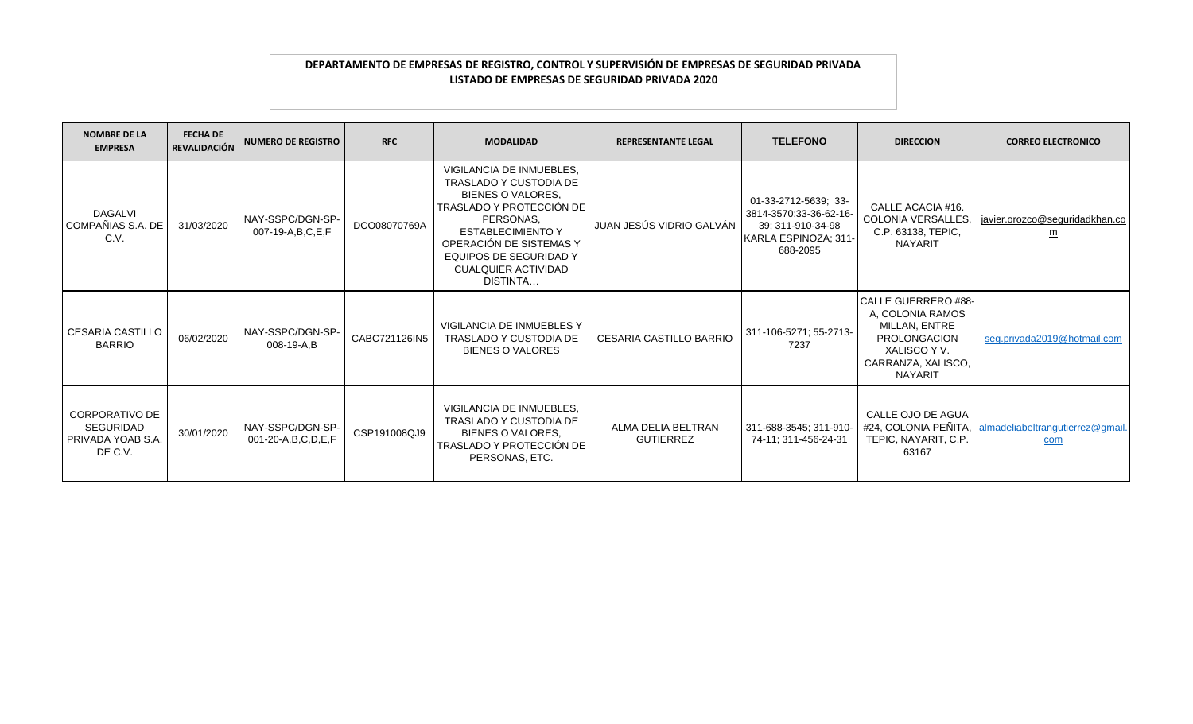**DEPARTAMENTO DE EMPRESAS DE REGISTRO, CONTROL Y SUPERVISIÓN DE EMPRESAS DE SEGURIDAD PRIVADA**
**LISTADO DE EMPRESAS DE SEGURIDAD PRIVADA 2020**

| NOMBRE DE LA EMPRESA | FECHA DE REVALIDACIÓN | NUMERO DE REGISTRO | RFC | MODALIDAD | REPRESENTANTE LEGAL | TELEFONO | DIRECCION | CORREO ELECTRONICO |
|---|---|---|---|---|---|---|---|---|
| DAGALVI COMPAÑIAS S.A. DE C.V. | 31/03/2020 | NAY-SSPC/DGN-SP-007-19-A,B,C,E,F | DCO08070769A | VIGILANCIA DE INMUEBLES, TRASLADO Y CUSTODIA DE BIENES O VALORES, TRASLADO Y PROTECCIÓN DE PERSONAS, ESTABLECIMIENTO Y OPERACIÓN DE SISTEMAS Y EQUIPOS DE SEGURIDAD Y CUALQUIER ACTIVIDAD DISTINTA… | JUAN JESÚS VIDRIO GALVÁN | 01-33-2712-5639; 33-3814-3570:33-36-62-16-39; 311-910-34-98 KARLA ESPINOZA; 311-688-2095 | CALLE ACACIA #16. COLONIA VERSALLES, C.P. 63138, TEPIC, NAYARIT | javier.orozco@seguridadkhan.com |
| CESARIA CASTILLO BARRIO | 06/02/2020 | NAY-SSPC/DGN-SP-008-19-A,B | CABC721126IN5 | VIGILANCIA DE INMUEBLES Y TRASLADO Y CUSTODIA DE BIENES O VALORES | CESARIA CASTILLO BARRIO | 311-106-5271; 55-2713-7237 | CALLE GUERRERO #88-A, COLONIA RAMOS MILLAN, ENTRE PROLONGACION XALISCO Y V. CARRANZA, XALISCO, NAYARIT | seg.privada2019@hotmail.com |
| CORPORATIVO DE SEGURIDAD PRIVADA YOAB S.A. DE C.V. | 30/01/2020 | NAY-SSPC/DGN-SP-001-20-A,B,C,D,E,F | CSP191008QJ9 | VIGILANCIA DE INMUEBLES, TRASLADO Y CUSTODIA DE BIENES O VALORES, TRASLADO Y PROTECCIÓN DE PERSONAS, ETC. | ALMA DELIA BELTRAN GUTIERREZ | 311-688-3545; 311-910-74-11; 311-456-24-31 | CALLE OJO DE AGUA #24, COLONIA PEÑITA, TEPIC, NAYARIT, C.P. 63167 | almadeliabeltrangutierrez@gmail.com |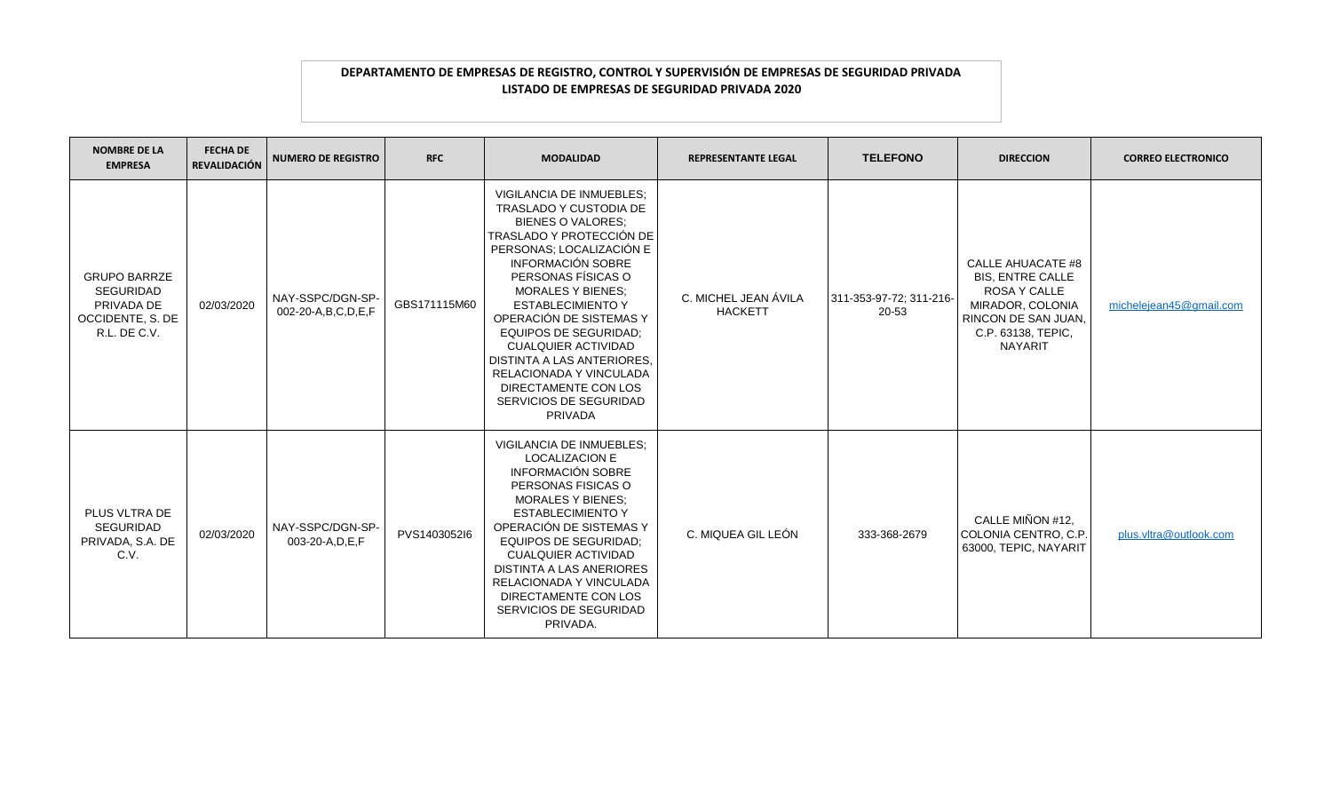**DEPARTAMENTO DE EMPRESAS DE REGISTRO, CONTROL Y SUPERVISIÓN DE EMPRESAS DE SEGURIDAD PRIVADA**
**LISTADO DE EMPRESAS DE SEGURIDAD PRIVADA 2020**

| NOMBRE DE LA EMPRESA | FECHA DE REVALIDACIÓN | NUMERO DE REGISTRO | RFC | MODALIDAD | REPRESENTANTE LEGAL | TELEFONO | DIRECCION | CORREO ELECTRONICO |
|---|---|---|---|---|---|---|---|---|
| GRUPO BARRZE SEGURIDAD PRIVADA DE OCCIDENTE, S. DE R.L. DE C.V. | 02/03/2020 | NAY-SSPC/DGN-SP-002-20-A,B,C,D,E,F | GBS171115M60 | VIGILANCIA DE INMUEBLES; TRASLADO Y CUSTODIA DE BIENES O VALORES; TRASLADO Y PROTECCIÓN DE PERSONAS; LOCALIZACIÓN E INFORMACIÓN SOBRE PERSONAS FÍSICAS O MORALES Y BIENES; ESTABLECIMIENTO Y OPERACIÓN DE SISTEMAS Y EQUIPOS DE SEGURIDAD; CUALQUIER ACTIVIDAD DISTINTA A LAS ANTERIORES, RELACIONADA Y VINCULADA DIRECTAMENTE CON LOS SERVICIOS DE SEGURIDAD PRIVADA | C. MICHEL JEAN ÁVILA HACKETT | 311-353-97-72; 311-216-20-53 | CALLE AHUACATE #8 BIS, ENTRE CALLE ROSA Y CALLE MIRADOR, COLONIA RINCON DE SAN JUAN, C.P. 63138, TEPIC, NAYARIT | michelejean45@gmail.com |
| PLUS VLTRA DE SEGURIDAD PRIVADA, S.A. DE C.V. | 02/03/2020 | NAY-SSPC/DGN-SP-003-20-A,D,E,F | PVS1403052I6 | VIGILANCIA DE INMUEBLES; LOCALIZACION E INFORMACIÓN SOBRE PERSONAS FISICAS O MORALES Y BIENES; ESTABLECIMIENTO Y OPERACIÓN DE SISTEMAS Y EQUIPOS DE SEGURIDAD; CUALQUIER ACTIVIDAD DISTINTA A LAS ANERIORES RELACIONADA Y VINCULADA DIRECTAMENTE CON LOS SERVICIOS DE SEGURIDAD PRIVADA. | C. MIQUEA GIL LEÓN | 333-368-2679 | CALLE MIÑON #12, COLONIA CENTRO, C.P. 63000, TEPIC, NAYARIT | plus.vltra@outlook.com |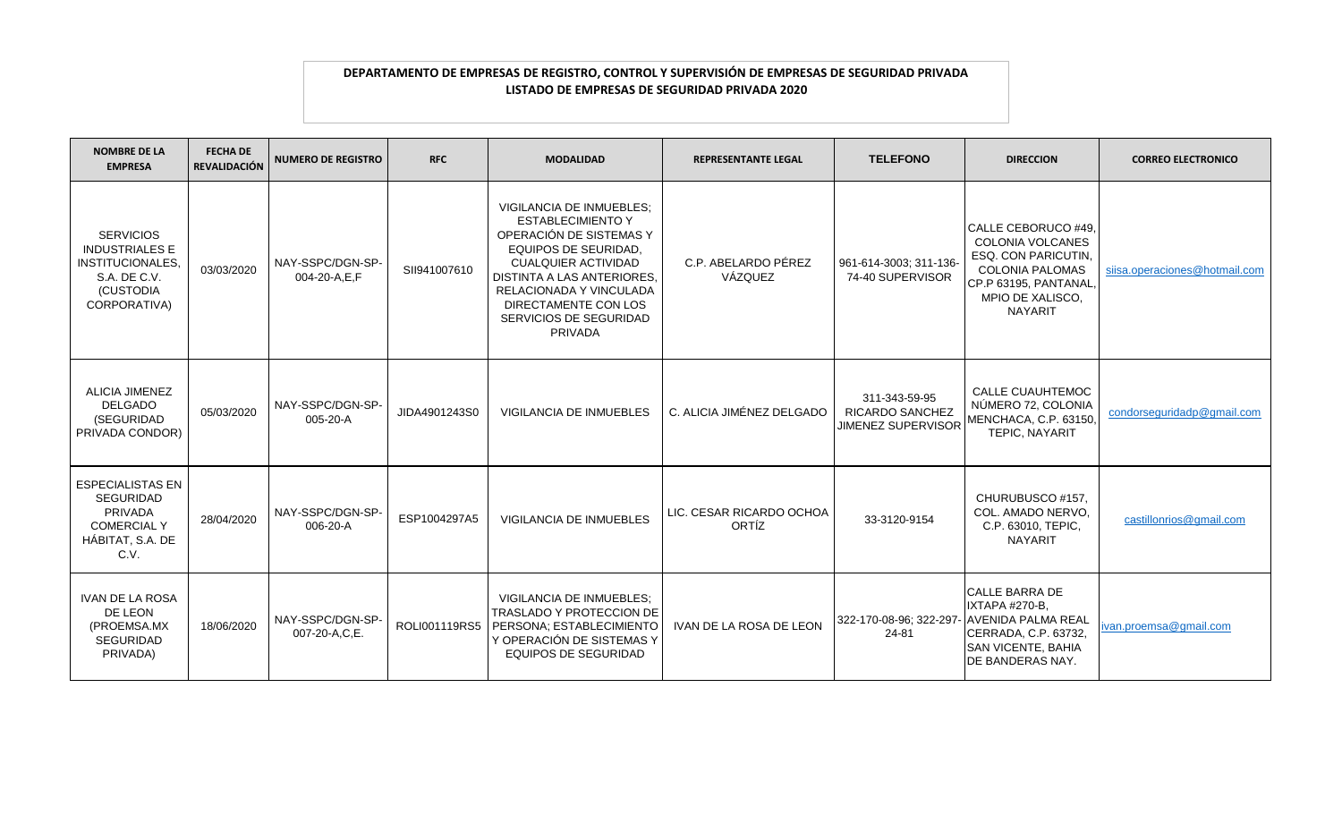**DEPARTAMENTO DE EMPRESAS DE REGISTRO, CONTROL Y SUPERVISIÓN DE EMPRESAS DE SEGURIDAD PRIVADA**
**LISTADO DE EMPRESAS DE SEGURIDAD PRIVADA 2020**

| NOMBRE DE LA EMPRESA | FECHA DE REVALIDACIÓN | NUMERO DE REGISTRO | RFC | MODALIDAD | REPRESENTANTE LEGAL | TELEFONO | DIRECCION | CORREO ELECTRONICO |
|---|---|---|---|---|---|---|---|---|
| SERVICIOS INDUSTRIALES E INSTITUCIONALES, S.A. DE C.V. (CUSTODIA CORPORATIVA) | 03/03/2020 | NAY-SSPC/DGN-SP-004-20-A,E,F | SII941007610 | VIGILANCIA DE INMUEBLES; ESTABLECIMIENTO Y OPERACIÓN DE SISTEMAS Y EQUIPOS DE SEURIDAD, CUALQUIER ACTIVIDAD DISTINTA A LAS ANTERIORES, RELACIONADA Y VINCULADA DIRECTAMENTE CON LOS SERVICIOS DE SEGURIDAD PRIVADA | C.P. ABELARDO PÉREZ VÁZQUEZ | 961-614-3003; 311-136-74-40 SUPERVISOR | CALLE CEBORUCO #49, COLONIA VOLCANES ESQ. CON PARICUTIN, COLONIA PALOMAS CP.P 63195, PANTANAL, MPIO DE XALISCO, NAYARIT | siisa.operaciones@hotmail.com |
| ALICIA JIMENEZ DELGADO (SEGURIDAD PRIVADA CONDOR) | 05/03/2020 | NAY-SSPC/DGN-SP-005-20-A | JIDA4901243S0 | VIGILANCIA DE INMUEBLES | C. ALICIA JIMÉNEZ DELGADO | 311-343-59-95 RICARDO SANCHEZ JIMENEZ SUPERVISOR | CALLE CUAUHTEMOC NÚMERO 72, COLONIA MENCHACA, C.P. 63150, TEPIC, NAYARIT | condorseguridadp@gmail.com |
| ESPECIALISTAS EN SEGURIDAD PRIVADA COMERCIAL Y HÁBITAT, S.A. DE C.V. | 28/04/2020 | NAY-SSPC/DGN-SP-006-20-A | ESP1004297A5 | VIGILANCIA DE INMUEBLES | LIC. CESAR RICARDO OCHOA ORTÍZ | 33-3120-9154 | CHURUBUSCO #157, COL. AMADO NERVO, C.P. 63010, TEPIC, NAYARIT | castillonrios@gmail.com |
| IVAN DE LA ROSA DE LEON (PROEMSA.MX SEGURIDAD PRIVADA) | 18/06/2020 | NAY-SSPC/DGN-SP-007-20-A,C,E. | ROLI001119RS5 | VIGILANCIA DE INMUEBLES; TRASLADO Y PROTECCION DE PERSONA; ESTABLECIMIENTO Y OPERACIÓN DE SISTEMAS Y EQUIPOS DE SEGURIDAD | IVAN DE LA ROSA DE LEON | 322-170-08-96; 322-297-24-81 | CALLE BARRA DE IXTAPA #270-B, AVENIDA PALMA REAL CERRADA, C.P. 63732, SAN VICENTE, BAHIA DE BANDERAS NAY. | ivan.proemsa@gmail.com |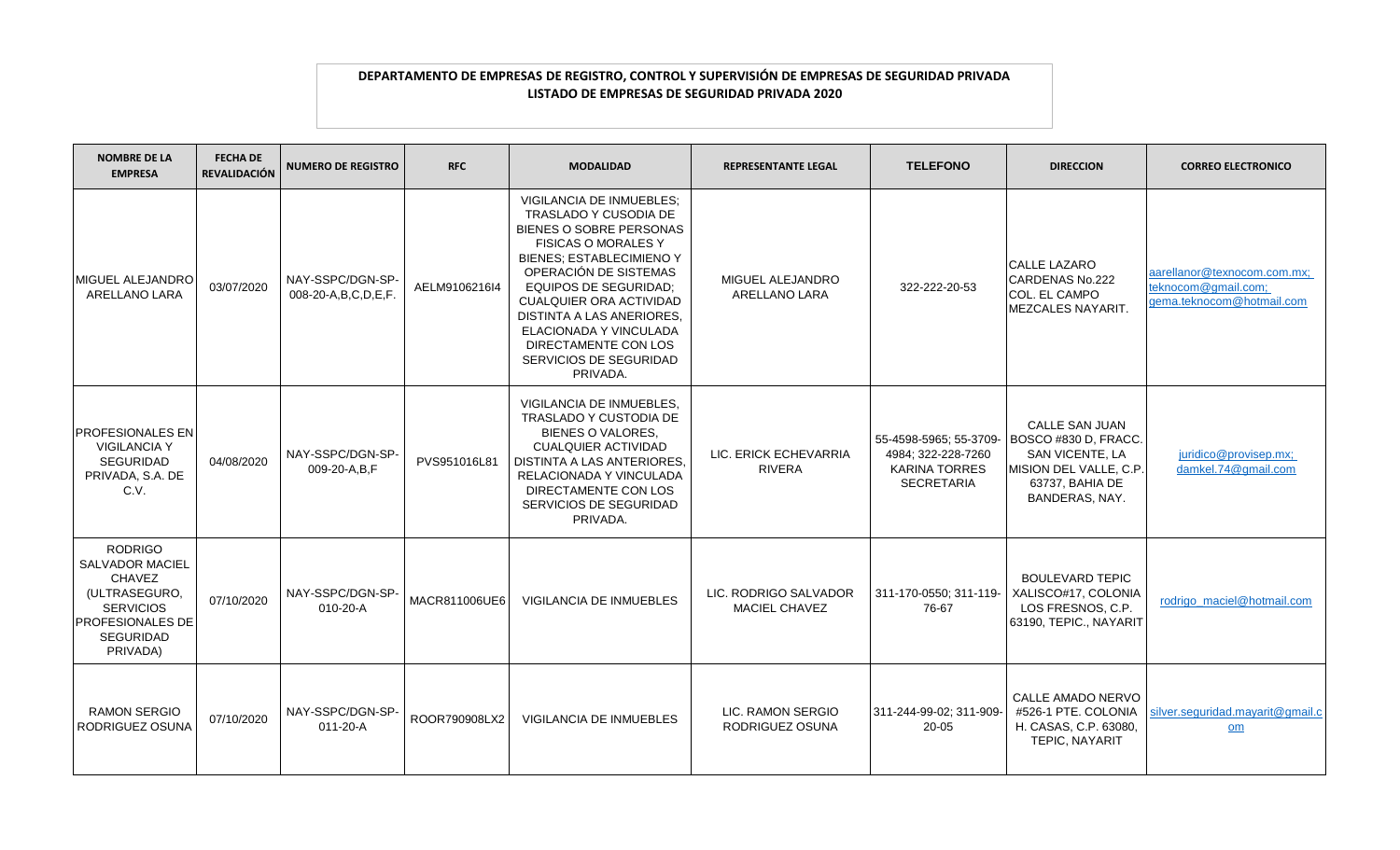**DEPARTAMENTO DE EMPRESAS DE REGISTRO, CONTROL Y SUPERVISIÓN DE EMPRESAS DE SEGURIDAD PRIVADA**
**LISTADO DE EMPRESAS DE SEGURIDAD PRIVADA 2020**

| NOMBRE DE LA EMPRESA | FECHA DE REVALIDACIÓN | NUMERO DE REGISTRO | RFC | MODALIDAD | REPRESENTANTE LEGAL | TELEFONO | DIRECCION | CORREO ELECTRONICO |
|---|---|---|---|---|---|---|---|---|
| MIGUEL ALEJANDRO ARELLANO LARA | 03/07/2020 | NAY-SSPC/DGN-SP-008-20-A,B,C,D,E,F. | AELM9106216I4 | VIGILANCIA DE INMUEBLES; TRASLADO Y CUSODIA DE BIENES O SOBRE PERSONAS FISICAS O MORALES Y BIENES; ESTABLECIMIENO Y OPERACIÓN DE SISTEMAS EQUIPOS DE SEGURIDAD; CUALQUIER ORA ACTIVIDAD DISTINTA A LAS ANERIORES, ELACIONADA Y VINCULADA DIRECTAMENTE CON LOS SERVICIOS DE SEGURIDAD PRIVADA. | MIGUEL ALEJANDRO ARELLANO LARA | 322-222-20-53 | CALLE LAZARO CARDENAS No.222 COL. EL CAMPO MEZCALES NAYARIT. | aarellanor@texnocom.com.mx; teknocom@gmail.com; gema.teknocom@hotmail.com |
| PROFESIONALES EN VIGILANCIA Y SEGURIDAD PRIVADA, S.A. DE C.V. | 04/08/2020 | NAY-SSPC/DGN-SP-009-20-A,B,F | PVS951016L81 | VIGILANCIA DE INMUEBLES, TRASLADO Y CUSTODIA DE BIENES O VALORES, CUALQUIER ACTIVIDAD DISTINTA A LAS ANTERIORES, RELACIONADA Y VINCULADA DIRECTAMENTE CON LOS SERVICIOS DE SEGURIDAD PRIVADA. | LIC. ERICK ECHEVARRIA RIVERA | 55-4598-5965; 55-3709-4984; 322-228-7260 KARINA TORRES SECRETARIA | CALLE SAN JUAN BOSCO #830 D, FRACC. SAN VICENTE, LA MISION DEL VALLE, C.P. 63737, BAHIA DE BANDERAS, NAY. | juridico@provisep.mx; damkel.74@gmail.com |
| RODRIGO SALVADOR MACIEL CHAVEZ (ULTRASEGURO, SERVICIOS PROFESIONALES DE SEGURIDAD PRIVADA) | 07/10/2020 | NAY-SSPC/DGN-SP-010-20-A | MACR811006UE6 | VIGILANCIA DE INMUEBLES | LIC. RODRIGO SALVADOR MACIEL CHAVEZ | 311-170-0550; 311-119-76-67 | BOULEVARD TEPIC XALISCO#17, COLONIA LOS FRESNOS, C.P. 63190, TEPIC., NAYARIT | rodrigo_maciel@hotmail.com |
| RAMON SERGIO RODRIGUEZ OSUNA | 07/10/2020 | NAY-SSPC/DGN-SP-011-20-A | ROOR790908LX2 | VIGILANCIA DE INMUEBLES | LIC. RAMON SERGIO RODRIGUEZ OSUNA | 311-244-99-02; 311-909-20-05 | CALLE AMADO NERVO #526-1 PTE. COLONIA H. CASAS, C.P. 63080, TEPIC, NAYARIT | silver.seguridad.mayarit@gmail.com |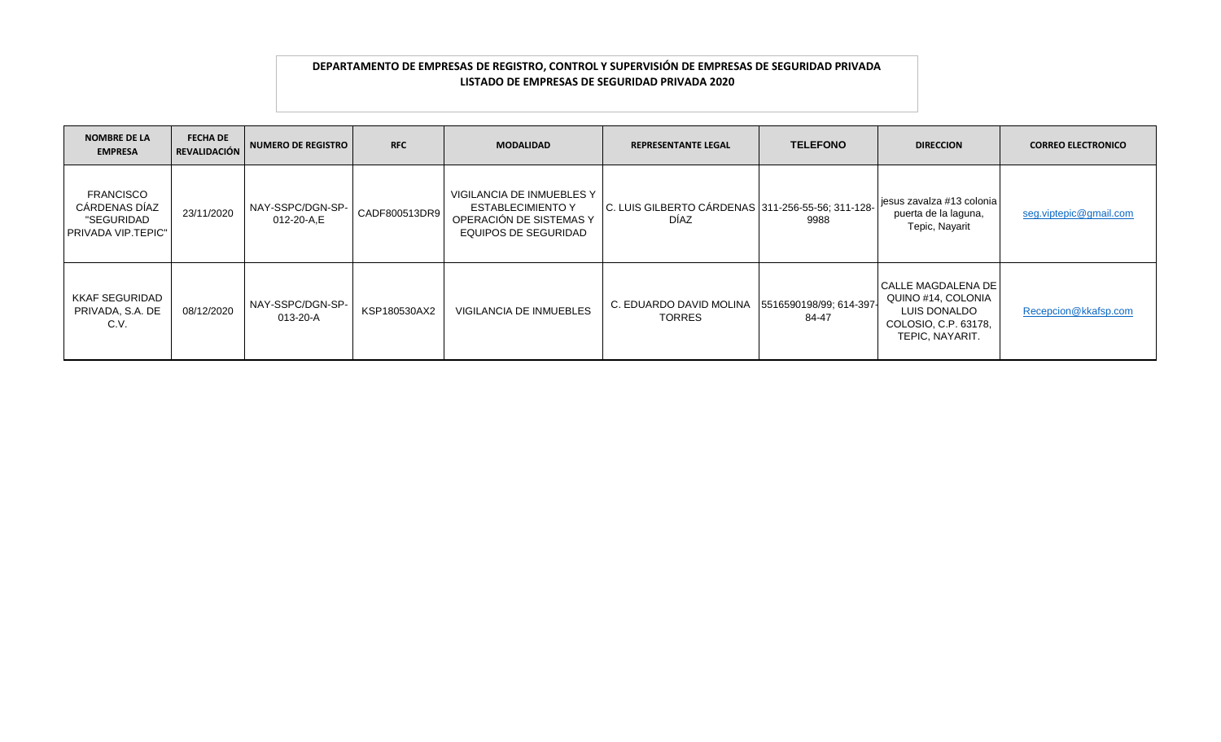**DEPARTAMENTO DE EMPRESAS DE REGISTRO, CONTROL Y SUPERVISIÓN DE EMPRESAS DE SEGURIDAD PRIVADA**
**LISTADO DE EMPRESAS DE SEGURIDAD PRIVADA 2020**

| NOMBRE DE LA EMPRESA | FECHA DE REVALIDACIÓN | NUMERO DE REGISTRO | RFC | MODALIDAD | REPRESENTANTE LEGAL | TELEFONO | DIRECCION | CORREO ELECTRONICO |
|---|---|---|---|---|---|---|---|---|
| FRANCISCO CÁRDENAS DÍAZ "SEGURIDAD PRIVADA VIP.TEPIC" | 23/11/2020 | NAY-SSPC/DGN-SP-012-20-A,E | CADF800513DR9 | VIGILANCIA DE INMUEBLES Y ESTABLECIMIENTO Y OPERACIÓN DE SISTEMAS Y EQUIPOS DE SEGURIDAD | C. LUIS GILBERTO CÁRDENAS DÍAZ | 311-256-55-56; 311-128-9988 | jesus zavalza #13 colonia puerta de la laguna, Tepic, Nayarit | seg.viptepic@gmail.com |
| KKAF SEGURIDAD PRIVADA, S.A. DE C.V. | 08/12/2020 | NAY-SSPC/DGN-SP-013-20-A | KSP180530AX2 | VIGILANCIA DE INMUEBLES | C. EDUARDO DAVID MOLINA TORRES | 5516590198/99; 614-397-84-47 | CALLE MAGDALENA DE QUINO #14, COLONIA LUIS DONALDO COLOSIO, C.P. 63178, TEPIC, NAYARIT. | Recepcion@kkafsp.com |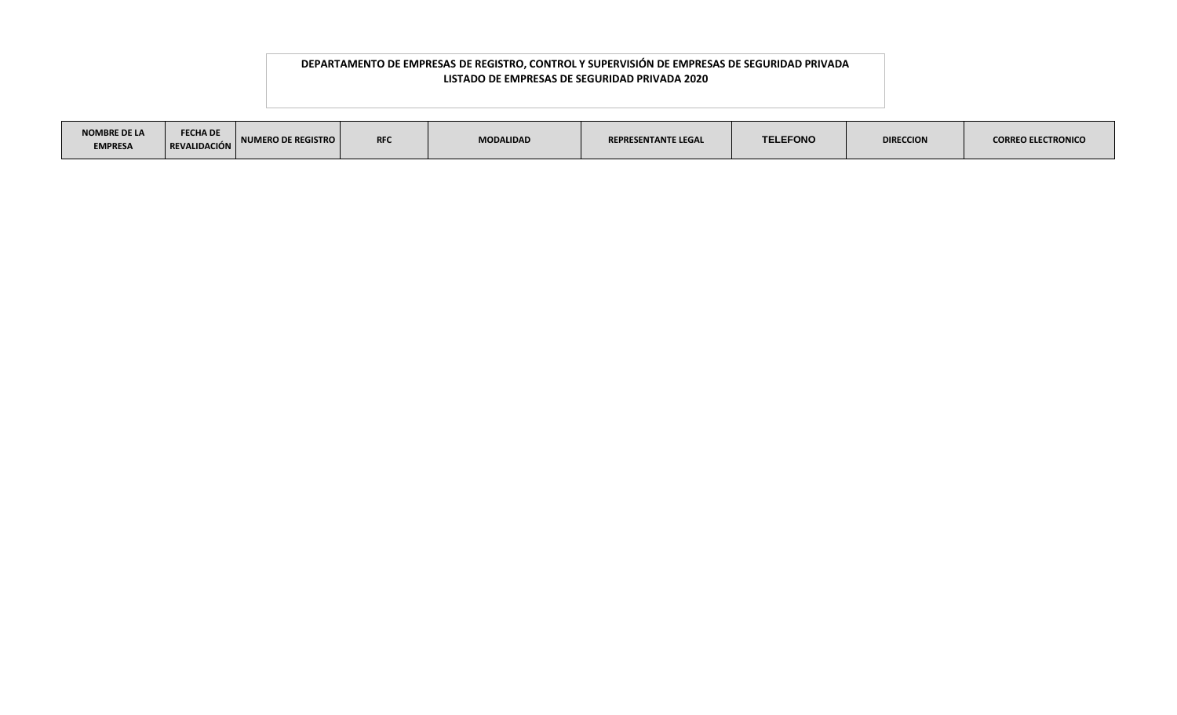**DEPARTAMENTO DE EMPRESAS DE REGISTRO, CONTROL Y SUPERVISIÓN DE EMPRESAS DE SEGURIDAD PRIVADA**
**LISTADO DE EMPRESAS DE SEGURIDAD PRIVADA 2020**

| NOMBRE DE LA EMPRESA | FECHA DE REVALIDACIÓN | NUMERO DE REGISTRO | RFC | MODALIDAD | REPRESENTANTE LEGAL | TELEFONO | DIRECCION | CORREO ELECTRONICO |
|---|---|---|---|---|---|---|---|---|